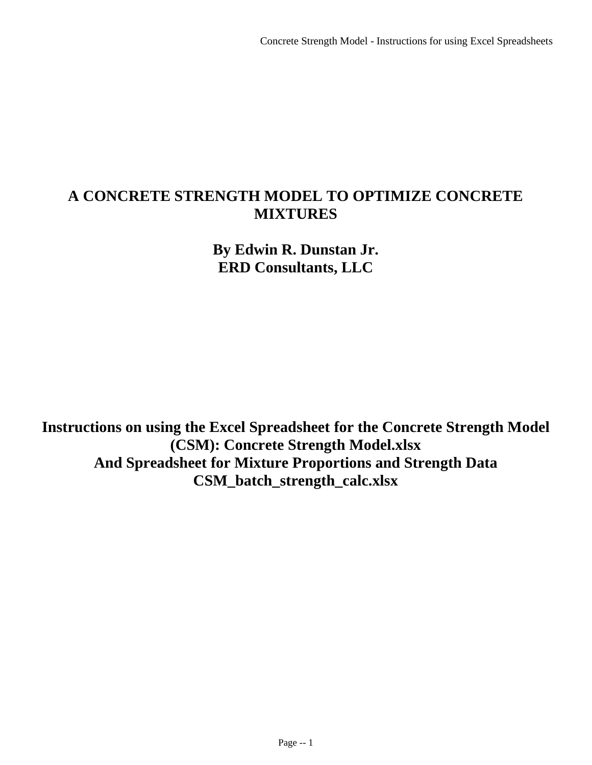# A CONCRETE STRENGTH MODEL TO OPTIMIZE CONCRETE MIXTURES

**By Edwin R. Dunstan Jr.**
**ERD Consultants, LLC**

**Instructions on using the Excel Spreadsheet for the Concrete Strength Model (CSM): Concrete Strength Model.xlsx**
**And Spreadsheet for Mixture Proportions and Strength Data**
**CSM_batch_strength_calc.xlsx**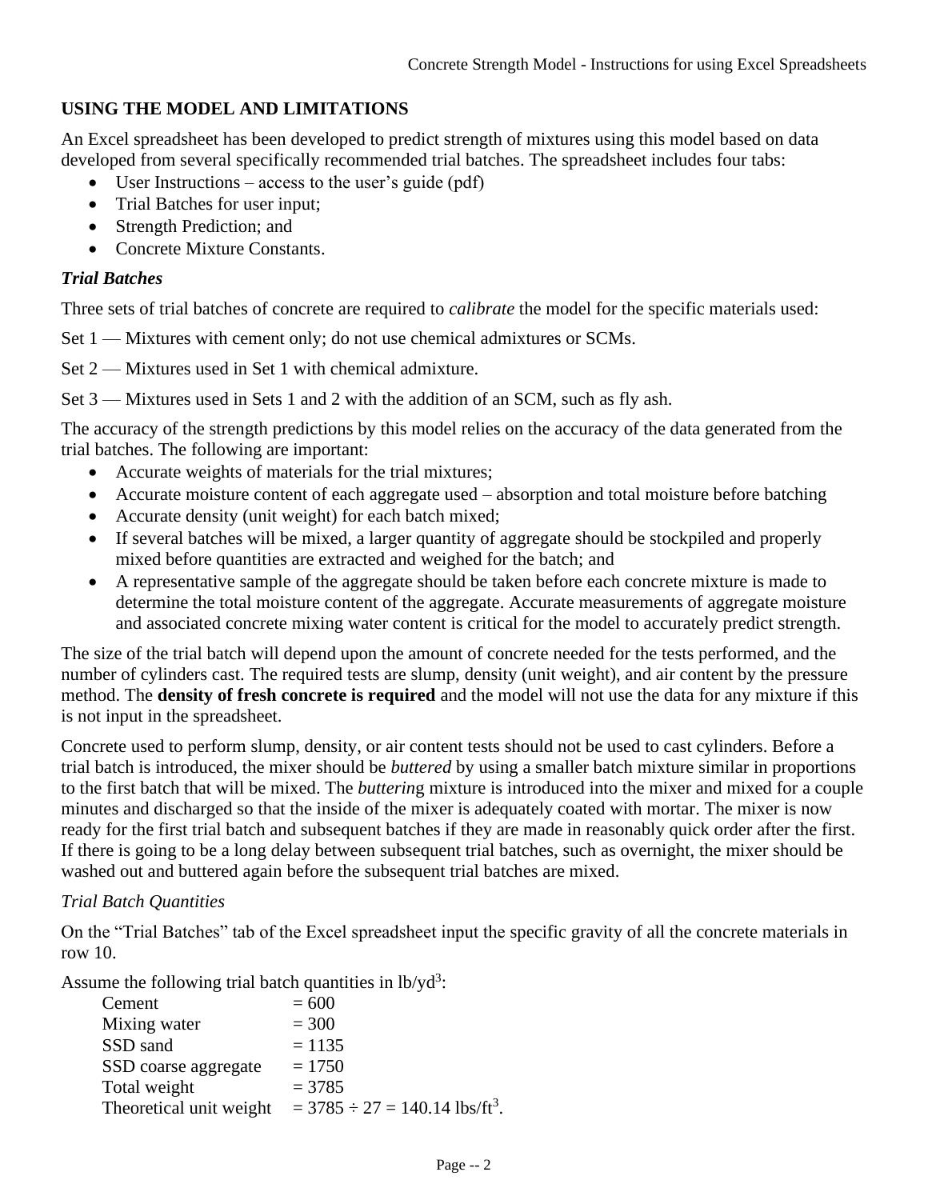## USING THE MODEL AND LIMITATIONS

An Excel spreadsheet has been developed to predict strength of mixtures using this model based on data developed from several specifically recommended trial batches. The spreadsheet includes four tabs:

- User Instructions – access to the user's guide (pdf)
- Trial Batches for user input;
- Strength Prediction; and
- Concrete Mixture Constants.

### *Trial Batches*

Three sets of trial batches of concrete are required to *calibrate* the model for the specific materials used:

Set 1 — Mixtures with cement only; do not use chemical admixtures or SCMs.

Set 2 — Mixtures used in Set 1 with chemical admixture.

Set 3 — Mixtures used in Sets 1 and 2 with the addition of an SCM, such as fly ash.

The accuracy of the strength predictions by this model relies on the accuracy of the data generated from the trial batches. The following are important:

- Accurate weights of materials for the trial mixtures;
- Accurate moisture content of each aggregate used – absorption and total moisture before batching
- Accurate density (unit weight) for each batch mixed;
- If several batches will be mixed, a larger quantity of aggregate should be stockpiled and properly mixed before quantities are extracted and weighed for the batch; and
- A representative sample of the aggregate should be taken before each concrete mixture is made to determine the total moisture content of the aggregate. Accurate measurements of aggregate moisture and associated concrete mixing water content is critical for the model to accurately predict strength.

The size of the trial batch will depend upon the amount of concrete needed for the tests performed, and the number of cylinders cast. The required tests are slump, density (unit weight), and air content by the pressure method. The **density of fresh concrete is required** and the model will not use the data for any mixture if this is not input in the spreadsheet.

Concrete used to perform slump, density, or air content tests should not be used to cast cylinders. Before a trial batch is introduced, the mixer should be *buttered* by using a smaller batch mixture similar in proportions to the first batch that will be mixed. The *buttering* mixture is introduced into the mixer and mixed for a couple minutes and discharged so that the inside of the mixer is adequately coated with mortar. The mixer is now ready for the first trial batch and subsequent batches if they are made in reasonably quick order after the first. If there is going to be a long delay between subsequent trial batches, such as overnight, the mixer should be washed out and buttered again before the subsequent trial batches are mixed.

#### *Trial Batch Quantities*

On the "Trial Batches" tab of the Excel spreadsheet input the specific gravity of all the concrete materials in row 10.

Assume the following trial batch quantities in lb/yd$^3$:

| | |
|---|---|
| Cement | = 600 |
| Mixing water | = 300 |
| SSD sand | = 1135 |
| SSD coarse aggregate | = 1750 |
| Total weight | = 3785 |
| Theoretical unit weight | $= 3785 \div 27 = 140.14$ lbs/ft$^3$. |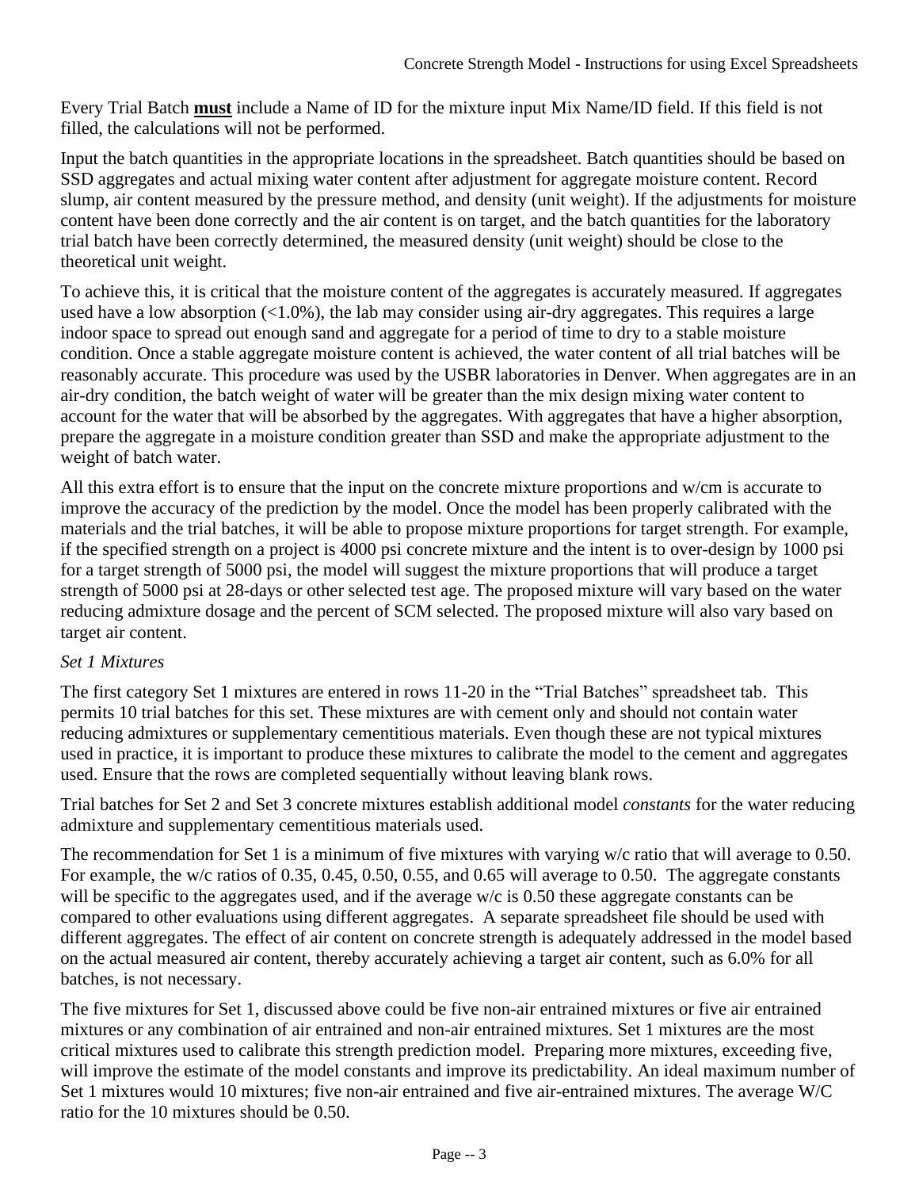Every Trial Batch **must** include a Name of ID for the mixture input Mix Name/ID field. If this field is not filled, the calculations will not be performed.

Input the batch quantities in the appropriate locations in the spreadsheet. Batch quantities should be based on SSD aggregates and actual mixing water content after adjustment for aggregate moisture content. Record slump, air content measured by the pressure method, and density (unit weight). If the adjustments for moisture content have been done correctly and the air content is on target, and the batch quantities for the laboratory trial batch have been correctly determined, the measured density (unit weight) should be close to the theoretical unit weight.

To achieve this, it is critical that the moisture content of the aggregates is accurately measured. If aggregates used have a low absorption (<1.0%), the lab may consider using air-dry aggregates. This requires a large indoor space to spread out enough sand and aggregate for a period of time to dry to a stable moisture condition. Once a stable aggregate moisture content is achieved, the water content of all trial batches will be reasonably accurate. This procedure was used by the USBR laboratories in Denver. When aggregates are in an air-dry condition, the batch weight of water will be greater than the mix design mixing water content to account for the water that will be absorbed by the aggregates. With aggregates that have a higher absorption, prepare the aggregate in a moisture condition greater than SSD and make the appropriate adjustment to the weight of batch water.

All this extra effort is to ensure that the input on the concrete mixture proportions and w/cm is accurate to improve the accuracy of the prediction by the model. Once the model has been properly calibrated with the materials and the trial batches, it will be able to propose mixture proportions for target strength. For example, if the specified strength on a project is 4000 psi concrete mixture and the intent is to over-design by 1000 psi for a target strength of 5000 psi, the model will suggest the mixture proportions that will produce a target strength of 5000 psi at 28-days or other selected test age. The proposed mixture will vary based on the water reducing admixture dosage and the percent of SCM selected. The proposed mixture will also vary based on target air content.

*Set 1 Mixtures*

The first category Set 1 mixtures are entered in rows 11-20 in the "Trial Batches" spreadsheet tab. This permits 10 trial batches for this set. These mixtures are with cement only and should not contain water reducing admixtures or supplementary cementitious materials. Even though these are not typical mixtures used in practice, it is important to produce these mixtures to calibrate the model to the cement and aggregates used. Ensure that the rows are completed sequentially without leaving blank rows.

Trial batches for Set 2 and Set 3 concrete mixtures establish additional model *constants* for the water reducing admixture and supplementary cementitious materials used.

The recommendation for Set 1 is a minimum of five mixtures with varying w/c ratio that will average to 0.50. For example, the w/c ratios of 0.35, 0.45, 0.50, 0.55, and 0.65 will average to 0.50. The aggregate constants will be specific to the aggregates used, and if the average w/c is 0.50 these aggregate constants can be compared to other evaluations using different aggregates. A separate spreadsheet file should be used with different aggregates. The effect of air content on concrete strength is adequately addressed in the model based on the actual measured air content, thereby accurately achieving a target air content, such as 6.0% for all batches, is not necessary.

The five mixtures for Set 1, discussed above could be five non-air entrained mixtures or five air entrained mixtures or any combination of air entrained and non-air entrained mixtures. Set 1 mixtures are the most critical mixtures used to calibrate this strength prediction model. Preparing more mixtures, exceeding five, will improve the estimate of the model constants and improve its predictability. An ideal maximum number of Set 1 mixtures would 10 mixtures; five non-air entrained and five air-entrained mixtures. The average W/C ratio for the 10 mixtures should be 0.50.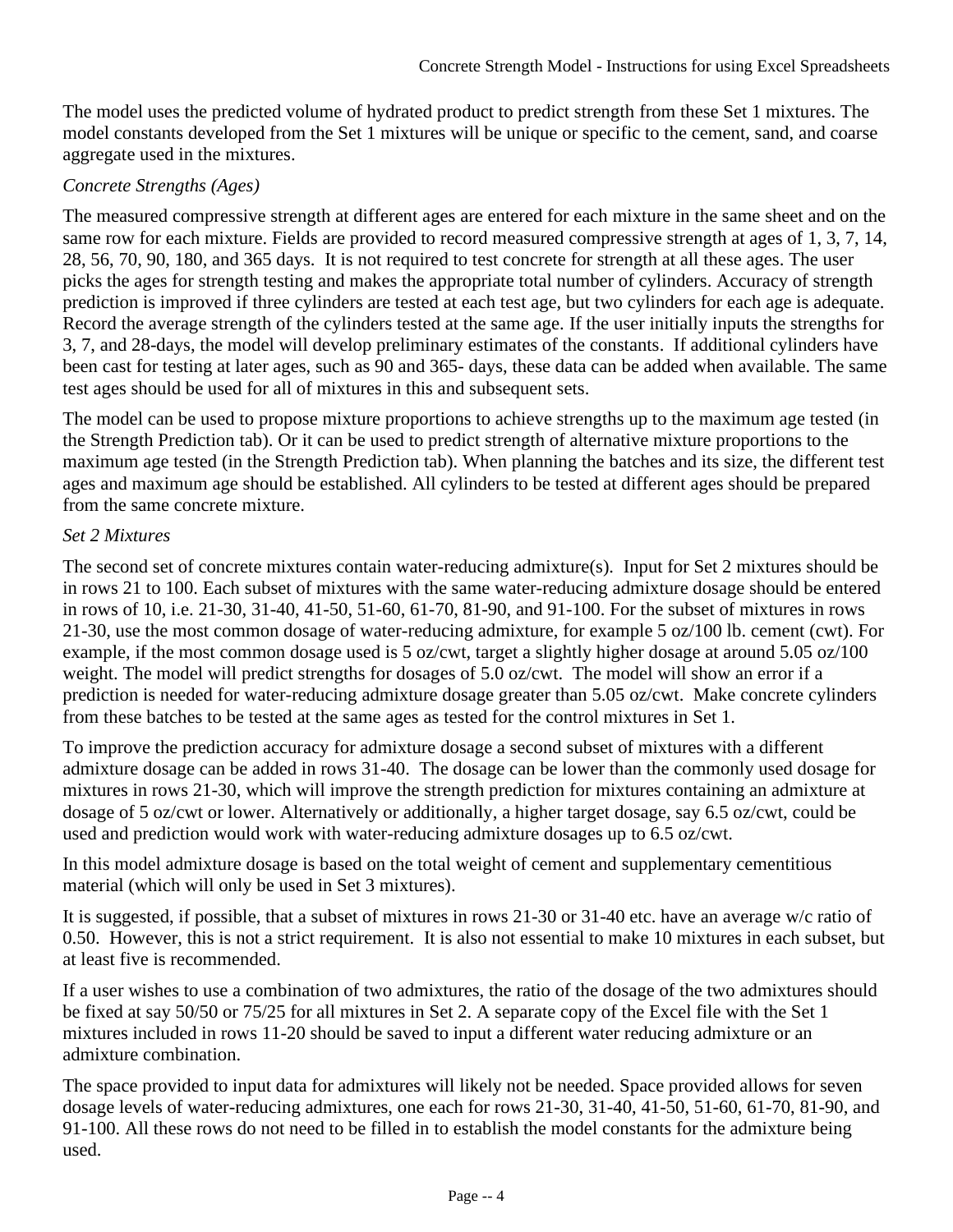The model uses the predicted volume of hydrated product to predict strength from these Set 1 mixtures. The model constants developed from the Set 1 mixtures will be unique or specific to the cement, sand, and coarse aggregate used in the mixtures.

*Concrete Strengths (Ages)*

The measured compressive strength at different ages are entered for each mixture in the same sheet and on the same row for each mixture. Fields are provided to record measured compressive strength at ages of 1, 3, 7, 14, 28, 56, 70, 90, 180, and 365 days. It is not required to test concrete for strength at all these ages. The user picks the ages for strength testing and makes the appropriate total number of cylinders. Accuracy of strength prediction is improved if three cylinders are tested at each test age, but two cylinders for each age is adequate. Record the average strength of the cylinders tested at the same age. If the user initially inputs the strengths for 3, 7, and 28-days, the model will develop preliminary estimates of the constants. If additional cylinders have been cast for testing at later ages, such as 90 and 365- days, these data can be added when available. The same test ages should be used for all of mixtures in this and subsequent sets.

The model can be used to propose mixture proportions to achieve strengths up to the maximum age tested (in the Strength Prediction tab). Or it can be used to predict strength of alternative mixture proportions to the maximum age tested (in the Strength Prediction tab). When planning the batches and its size, the different test ages and maximum age should be established. All cylinders to be tested at different ages should be prepared from the same concrete mixture.

*Set 2 Mixtures*

The second set of concrete mixtures contain water-reducing admixture(s). Input for Set 2 mixtures should be in rows 21 to 100. Each subset of mixtures with the same water-reducing admixture dosage should be entered in rows of 10, i.e. 21-30, 31-40, 41-50, 51-60, 61-70, 81-90, and 91-100. For the subset of mixtures in rows 21-30, use the most common dosage of water-reducing admixture, for example 5 oz/100 lb. cement (cwt). For example, if the most common dosage used is 5 oz/cwt, target a slightly higher dosage at around 5.05 oz/100 weight. The model will predict strengths for dosages of 5.0 oz/cwt. The model will show an error if a prediction is needed for water-reducing admixture dosage greater than 5.05 oz/cwt. Make concrete cylinders from these batches to be tested at the same ages as tested for the control mixtures in Set 1.

To improve the prediction accuracy for admixture dosage a second subset of mixtures with a different admixture dosage can be added in rows 31-40. The dosage can be lower than the commonly used dosage for mixtures in rows 21-30, which will improve the strength prediction for mixtures containing an admixture at dosage of 5 oz/cwt or lower. Alternatively or additionally, a higher target dosage, say 6.5 oz/cwt, could be used and prediction would work with water-reducing admixture dosages up to 6.5 oz/cwt.

In this model admixture dosage is based on the total weight of cement and supplementary cementitious material (which will only be used in Set 3 mixtures).

It is suggested, if possible, that a subset of mixtures in rows 21-30 or 31-40 etc. have an average w/c ratio of 0.50. However, this is not a strict requirement. It is also not essential to make 10 mixtures in each subset, but at least five is recommended.

If a user wishes to use a combination of two admixtures, the ratio of the dosage of the two admixtures should be fixed at say 50/50 or 75/25 for all mixtures in Set 2. A separate copy of the Excel file with the Set 1 mixtures included in rows 11-20 should be saved to input a different water reducing admixture or an admixture combination.

The space provided to input data for admixtures will likely not be needed. Space provided allows for seven dosage levels of water-reducing admixtures, one each for rows 21-30, 31-40, 41-50, 51-60, 61-70, 81-90, and 91-100. All these rows do not need to be filled in to establish the model constants for the admixture being used.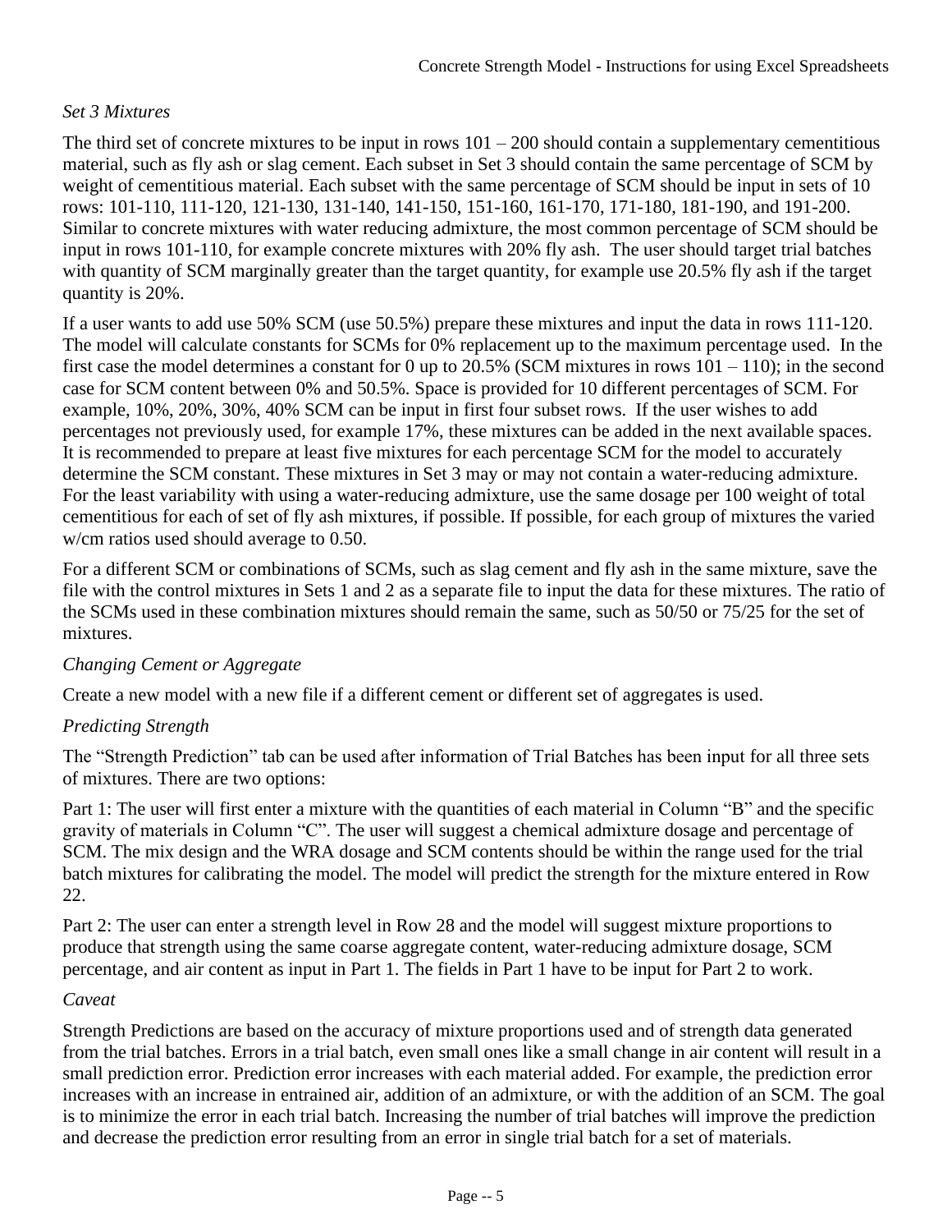*Set 3 Mixtures*

The third set of concrete mixtures to be input in rows 101 – 200 should contain a supplementary cementitious material, such as fly ash or slag cement. Each subset in Set 3 should contain the same percentage of SCM by weight of cementitious material. Each subset with the same percentage of SCM should be input in sets of 10 rows: 101-110, 111-120, 121-130, 131-140, 141-150, 151-160, 161-170, 171-180, 181-190, and 191-200. Similar to concrete mixtures with water reducing admixture, the most common percentage of SCM should be input in rows 101-110, for example concrete mixtures with 20% fly ash. The user should target trial batches with quantity of SCM marginally greater than the target quantity, for example use 20.5% fly ash if the target quantity is 20%.

If a user wants to add use 50% SCM (use 50.5%) prepare these mixtures and input the data in rows 111-120. The model will calculate constants for SCMs for 0% replacement up to the maximum percentage used. In the first case the model determines a constant for 0 up to 20.5% (SCM mixtures in rows 101 – 110); in the second case for SCM content between 0% and 50.5%. Space is provided for 10 different percentages of SCM. For example, 10%, 20%, 30%, 40% SCM can be input in first four subset rows. If the user wishes to add percentages not previously used, for example 17%, these mixtures can be added in the next available spaces. It is recommended to prepare at least five mixtures for each percentage SCM for the model to accurately determine the SCM constant. These mixtures in Set 3 may or may not contain a water-reducing admixture. For the least variability with using a water-reducing admixture, use the same dosage per 100 weight of total cementitious for each of set of fly ash mixtures, if possible. If possible, for each group of mixtures the varied w/cm ratios used should average to 0.50.

For a different SCM or combinations of SCMs, such as slag cement and fly ash in the same mixture, save the file with the control mixtures in Sets 1 and 2 as a separate file to input the data for these mixtures. The ratio of the SCMs used in these combination mixtures should remain the same, such as 50/50 or 75/25 for the set of mixtures.

*Changing Cement or Aggregate*

Create a new model with a new file if a different cement or different set of aggregates is used.

*Predicting Strength*

The "Strength Prediction" tab can be used after information of Trial Batches has been input for all three sets of mixtures. There are two options:

Part 1: The user will first enter a mixture with the quantities of each material in Column "B" and the specific gravity of materials in Column "C". The user will suggest a chemical admixture dosage and percentage of SCM. The mix design and the WRA dosage and SCM contents should be within the range used for the trial batch mixtures for calibrating the model. The model will predict the strength for the mixture entered in Row 22.

Part 2: The user can enter a strength level in Row 28 and the model will suggest mixture proportions to produce that strength using the same coarse aggregate content, water-reducing admixture dosage, SCM percentage, and air content as input in Part 1. The fields in Part 1 have to be input for Part 2 to work.

*Caveat*

Strength Predictions are based on the accuracy of mixture proportions used and of strength data generated from the trial batches. Errors in a trial batch, even small ones like a small change in air content will result in a small prediction error. Prediction error increases with each material added. For example, the prediction error increases with an increase in entrained air, addition of an admixture, or with the addition of an SCM. The goal is to minimize the error in each trial batch. Increasing the number of trial batches will improve the prediction and decrease the prediction error resulting from an error in single trial batch for a set of materials.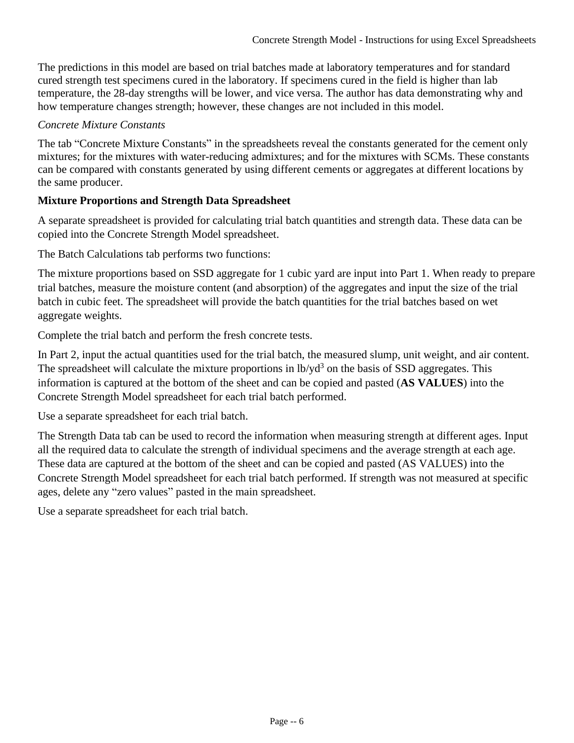The predictions in this model are based on trial batches made at laboratory temperatures and for standard cured strength test specimens cured in the laboratory. If specimens cured in the field is higher than lab temperature, the 28-day strengths will be lower, and vice versa. The author has data demonstrating why and how temperature changes strength; however, these changes are not included in this model.

*Concrete Mixture Constants*

The tab "Concrete Mixture Constants" in the spreadsheets reveal the constants generated for the cement only mixtures; for the mixtures with water-reducing admixtures; and for the mixtures with SCMs. These constants can be compared with constants generated by using different cements or aggregates at different locations by the same producer.

**Mixture Proportions and Strength Data Spreadsheet**

A separate spreadsheet is provided for calculating trial batch quantities and strength data. These data can be copied into the Concrete Strength Model spreadsheet.

The Batch Calculations tab performs two functions:

The mixture proportions based on SSD aggregate for 1 cubic yard are input into Part 1. When ready to prepare trial batches, measure the moisture content (and absorption) of the aggregates and input the size of the trial batch in cubic feet. The spreadsheet will provide the batch quantities for the trial batches based on wet aggregate weights.

Complete the trial batch and perform the fresh concrete tests.

In Part 2, input the actual quantities used for the trial batch, the measured slump, unit weight, and air content. The spreadsheet will calculate the mixture proportions in $lb/yd^3$ on the basis of SSD aggregates. This information is captured at the bottom of the sheet and can be copied and pasted (**AS VALUES**) into the Concrete Strength Model spreadsheet for each trial batch performed.

Use a separate spreadsheet for each trial batch.

The Strength Data tab can be used to record the information when measuring strength at different ages. Input all the required data to calculate the strength of individual specimens and the average strength at each age. These data are captured at the bottom of the sheet and can be copied and pasted (AS VALUES) into the Concrete Strength Model spreadsheet for each trial batch performed. If strength was not measured at specific ages, delete any "zero values" pasted in the main spreadsheet.

Use a separate spreadsheet for each trial batch.